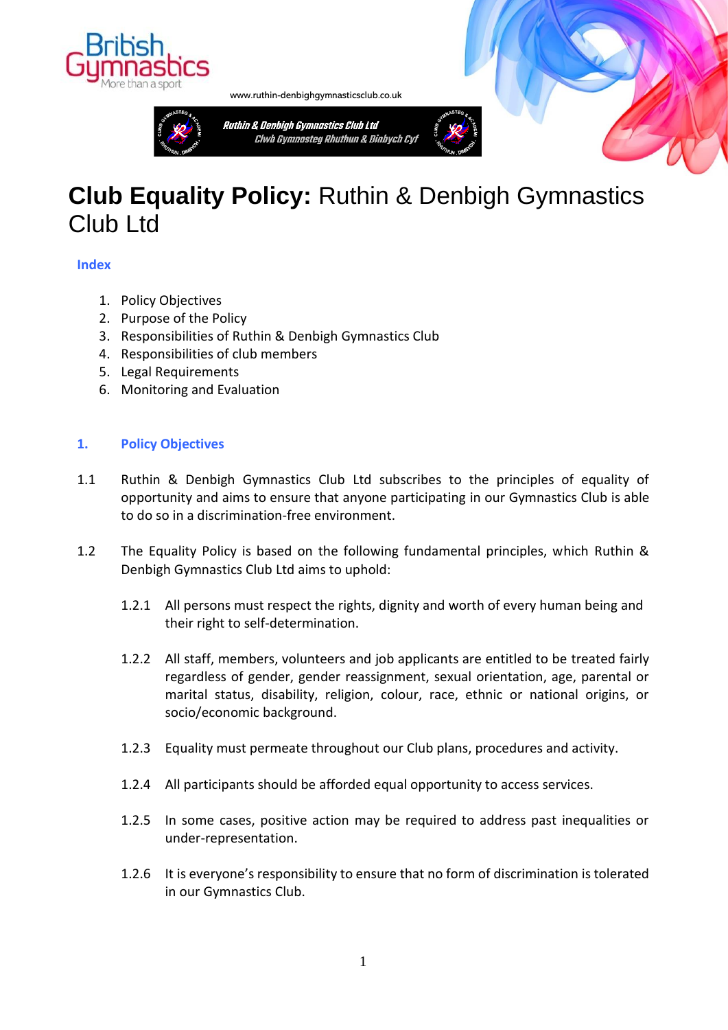www.ruthin-denbighgymnasticsclub.co.uk

Ruthin & Denbigh Gymnastics Club Ltd
Clwb Gymnasteg Rhuthun & Dinbych Cyf

# **Club Equality Policy:** Ruthin & Denbigh Gymnastics Club Ltd

**Index**

1. Policy Objectives
2. Purpose of the Policy
3. Responsibilities of Ruthin & Denbigh Gymnastics Club
4. Responsibilities of club members
5. Legal Requirements
6. Monitoring and Evaluation

## 1. Policy Objectives

1.1 Ruthin & Denbigh Gymnastics Club Ltd subscribes to the principles of equality of opportunity and aims to ensure that anyone participating in our Gymnastics Club is able to do so in a discrimination-free environment.

1.2 The Equality Policy is based on the following fundamental principles, which Ruthin & Denbigh Gymnastics Club Ltd aims to uphold:

1.2.1 All persons must respect the rights, dignity and worth of every human being and their right to self-determination.

1.2.2 All staff, members, volunteers and job applicants are entitled to be treated fairly regardless of gender, gender reassignment, sexual orientation, age, parental or marital status, disability, religion, colour, race, ethnic or national origins, or socio/economic background.

1.2.3 Equality must permeate throughout our Club plans, procedures and activity.

1.2.4 All participants should be afforded equal opportunity to access services.

1.2.5 In some cases, positive action may be required to address past inequalities or under-representation.

1.2.6 It is everyone's responsibility to ensure that no form of discrimination is tolerated in our Gymnastics Club.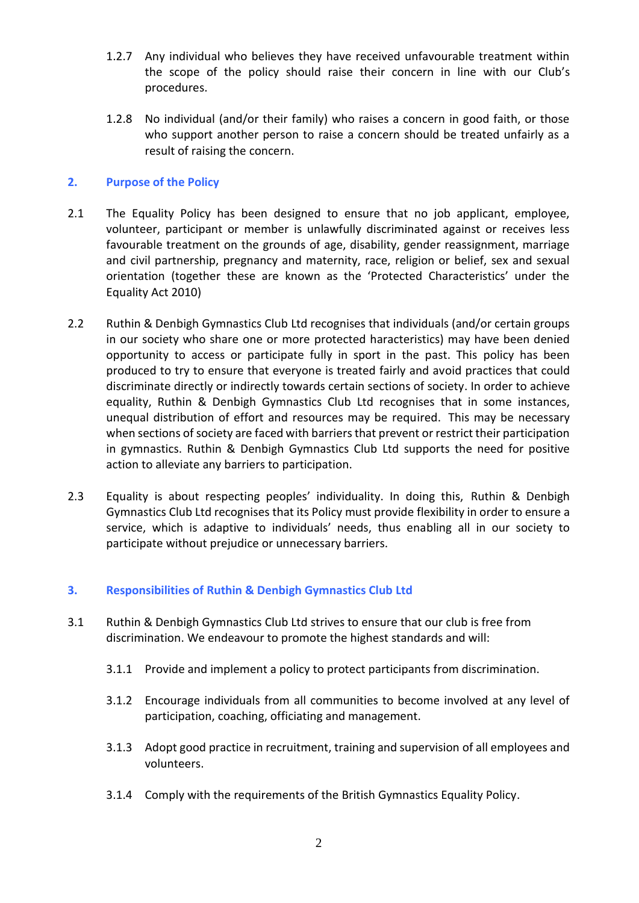1.2.7 Any individual who believes they have received unfavourable treatment within the scope of the policy should raise their concern in line with our Club's procedures.

1.2.8 No individual (and/or their family) who raises a concern in good faith, or those who support another person to raise a concern should be treated unfairly as a result of raising the concern.

## 2. Purpose of the Policy

2.1 The Equality Policy has been designed to ensure that no job applicant, employee, volunteer, participant or member is unlawfully discriminated against or receives less favourable treatment on the grounds of age, disability, gender reassignment, marriage and civil partnership, pregnancy and maternity, race, religion or belief, sex and sexual orientation (together these are known as the 'Protected Characteristics' under the Equality Act 2010)

2.2 Ruthin & Denbigh Gymnastics Club Ltd recognises that individuals (and/or certain groups in our society who share one or more protected haracteristics) may have been denied opportunity to access or participate fully in sport in the past. This policy has been produced to try to ensure that everyone is treated fairly and avoid practices that could discriminate directly or indirectly towards certain sections of society. In order to achieve equality, Ruthin & Denbigh Gymnastics Club Ltd recognises that in some instances, unequal distribution of effort and resources may be required. This may be necessary when sections of society are faced with barriers that prevent or restrict their participation in gymnastics. Ruthin & Denbigh Gymnastics Club Ltd supports the need for positive action to alleviate any barriers to participation.

2.3 Equality is about respecting peoples' individuality. In doing this, Ruthin & Denbigh Gymnastics Club Ltd recognises that its Policy must provide flexibility in order to ensure a service, which is adaptive to individuals' needs, thus enabling all in our society to participate without prejudice or unnecessary barriers.

## 3. Responsibilities of Ruthin & Denbigh Gymnastics Club Ltd

3.1 Ruthin & Denbigh Gymnastics Club Ltd strives to ensure that our club is free from discrimination. We endeavour to promote the highest standards and will:

3.1.1 Provide and implement a policy to protect participants from discrimination.

3.1.2 Encourage individuals from all communities to become involved at any level of participation, coaching, officiating and management.

3.1.3 Adopt good practice in recruitment, training and supervision of all employees and volunteers.

3.1.4 Comply with the requirements of the British Gymnastics Equality Policy.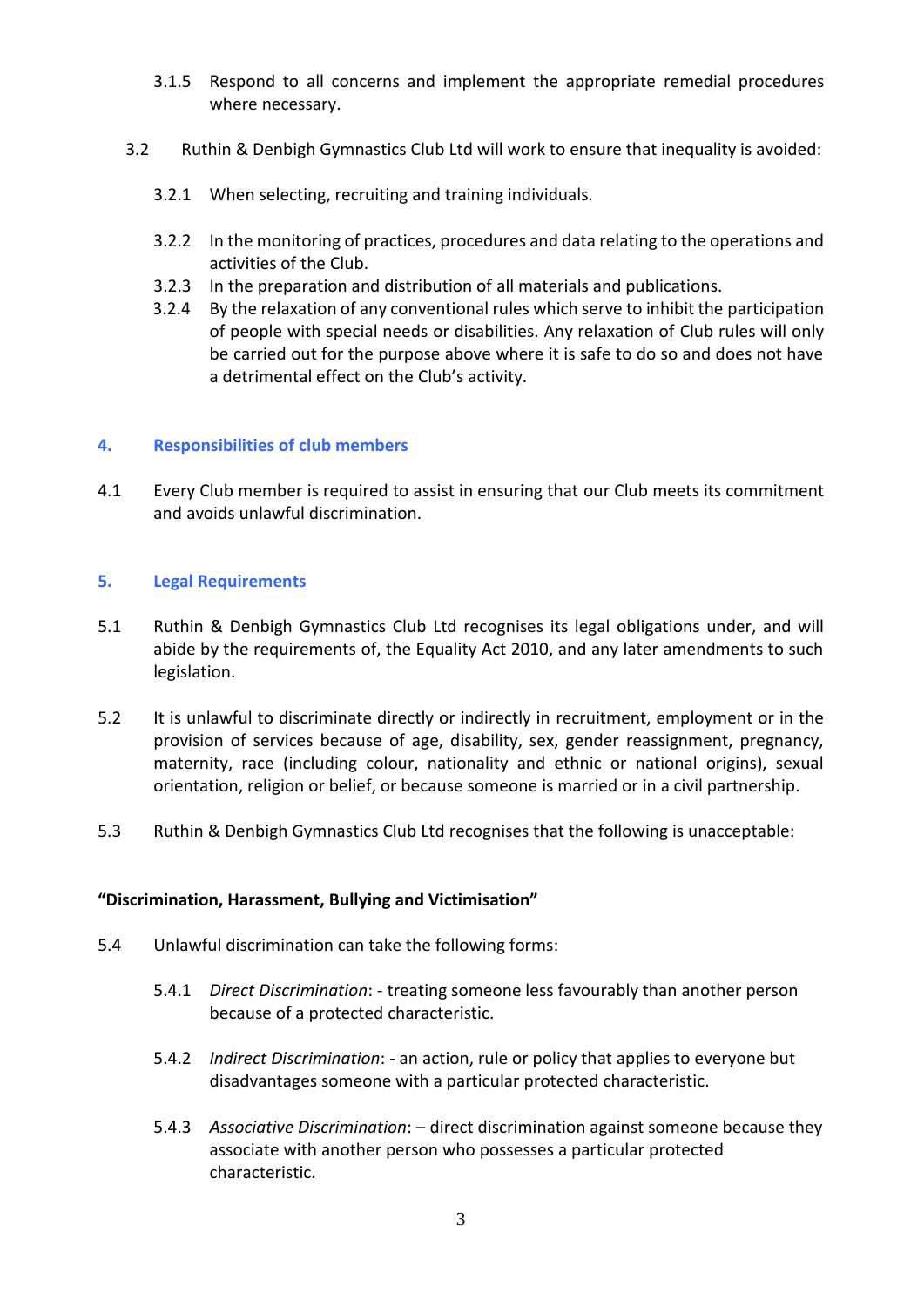3.1.5 Respond to all concerns and implement the appropriate remedial procedures where necessary.

3.2 Ruthin & Denbigh Gymnastics Club Ltd will work to ensure that inequality is avoided:

3.2.1 When selecting, recruiting and training individuals.

3.2.2 In the monitoring of practices, procedures and data relating to the operations and activities of the Club.

3.2.3 In the preparation and distribution of all materials and publications.

3.2.4 By the relaxation of any conventional rules which serve to inhibit the participation of people with special needs or disabilities. Any relaxation of Club rules will only be carried out for the purpose above where it is safe to do so and does not have a detrimental effect on the Club's activity.

## 4. Responsibilities of club members

4.1 Every Club member is required to assist in ensuring that our Club meets its commitment and avoids unlawful discrimination.

## 5. Legal Requirements

5.1 Ruthin & Denbigh Gymnastics Club Ltd recognises its legal obligations under, and will abide by the requirements of, the Equality Act 2010, and any later amendments to such legislation.

5.2 It is unlawful to discriminate directly or indirectly in recruitment, employment or in the provision of services because of age, disability, sex, gender reassignment, pregnancy, maternity, race (including colour, nationality and ethnic or national origins), sexual orientation, religion or belief, or because someone is married or in a civil partnership.

5.3 Ruthin & Denbigh Gymnastics Club Ltd recognises that the following is unacceptable:

**"Discrimination, Harassment, Bullying and Victimisation"**

5.4 Unlawful discrimination can take the following forms:

5.4.1 *Direct Discrimination*: - treating someone less favourably than another person because of a protected characteristic.

5.4.2 *Indirect Discrimination*: - an action, rule or policy that applies to everyone but disadvantages someone with a particular protected characteristic.

5.4.3 *Associative Discrimination*: – direct discrimination against someone because they associate with another person who possesses a particular protected characteristic.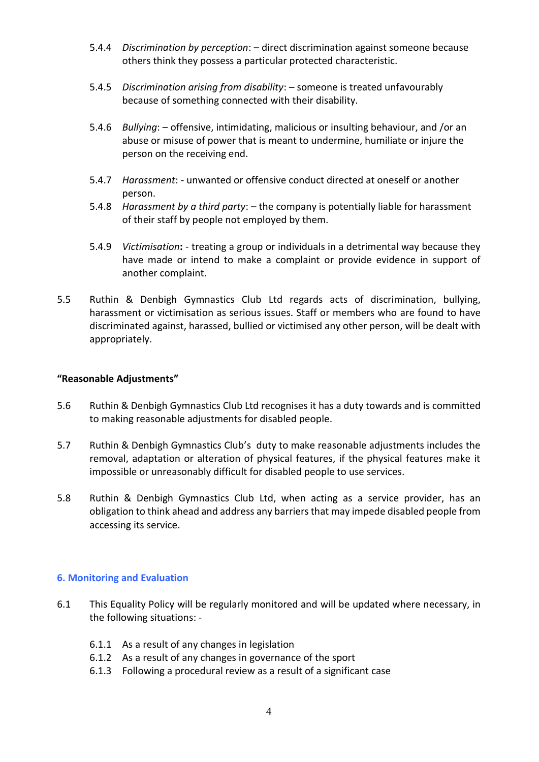5.4.4 *Discrimination by perception*: – direct discrimination against someone because others think they possess a particular protected characteristic.

5.4.5 *Discrimination arising from disability*: – someone is treated unfavourably because of something connected with their disability.

5.4.6 *Bullying*: – offensive, intimidating, malicious or insulting behaviour, and /or an abuse or misuse of power that is meant to undermine, humiliate or injure the person on the receiving end.

5.4.7 *Harassment*: - unwanted or offensive conduct directed at oneself or another person.

5.4.8 *Harassment by a third party*: – the company is potentially liable for harassment of their staff by people not employed by them.

5.4.9 *Victimisation*: - treating a group or individuals in a detrimental way because they have made or intend to make a complaint or provide evidence in support of another complaint.

5.5 Ruthin & Denbigh Gymnastics Club Ltd regards acts of discrimination, bullying, harassment or victimisation as serious issues. Staff or members who are found to have discriminated against, harassed, bullied or victimised any other person, will be dealt with appropriately.

**"Reasonable Adjustments"**

5.6 Ruthin & Denbigh Gymnastics Club Ltd recognises it has a duty towards and is committed to making reasonable adjustments for disabled people.

5.7 Ruthin & Denbigh Gymnastics Club's duty to make reasonable adjustments includes the removal, adaptation or alteration of physical features, if the physical features make it impossible or unreasonably difficult for disabled people to use services.

5.8 Ruthin & Denbigh Gymnastics Club Ltd, when acting as a service provider, has an obligation to think ahead and address any barriers that may impede disabled people from accessing its service.

## 6. Monitoring and Evaluation

6.1 This Equality Policy will be regularly monitored and will be updated where necessary, in the following situations: -

6.1.1 As a result of any changes in legislation
6.1.2 As a result of any changes in governance of the sport
6.1.3 Following a procedural review as a result of a significant case